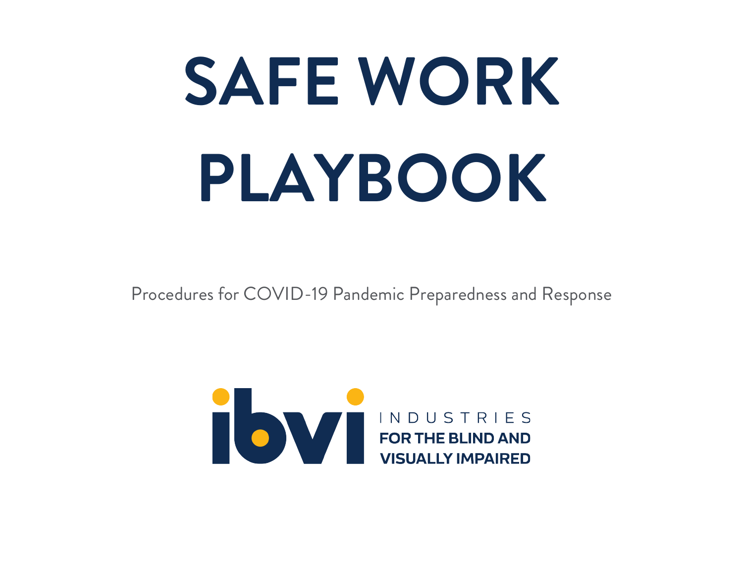# SAFE WORK PLAYBOOK

Procedures for COVID-19 Pandemic Preparedness and Response

ibvi INDUSTRIES FOR THE BLIND AND VISUALLY IMPAIRED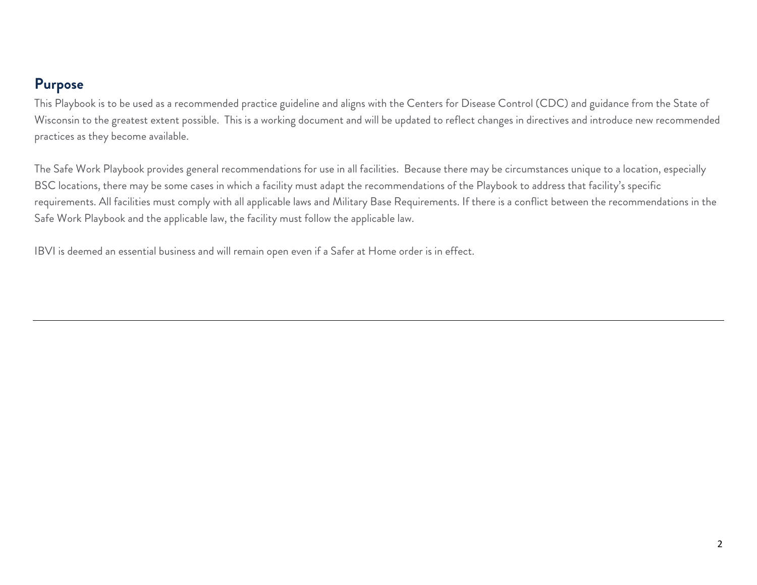## Purpose

This Playbook is to be used as a recommended practice guideline and aligns with the Centers for Disease Control (CDC) and guidance from the State of Wisconsin to the greatest extent possible. This is a working document and will be updated to reflect changes in directives and introduce new recommended practices as they become available.

The Safe Work Playbook provides general recommendations for use in all facilities. Because there may be circumstances unique to a location, especially BSC locations, there may be some cases in which a facility must adapt the recommendations of the Playbook to address that facility's specific requirements. All facilities must comply with all applicable laws and Military Base Requirements. If there is a conflict between the recommendations in the Safe Work Playbook and the applicable law, the facility must follow the applicable law.

IBVI is deemed an essential business and will remain open even if a Safer at Home order is in effect.

---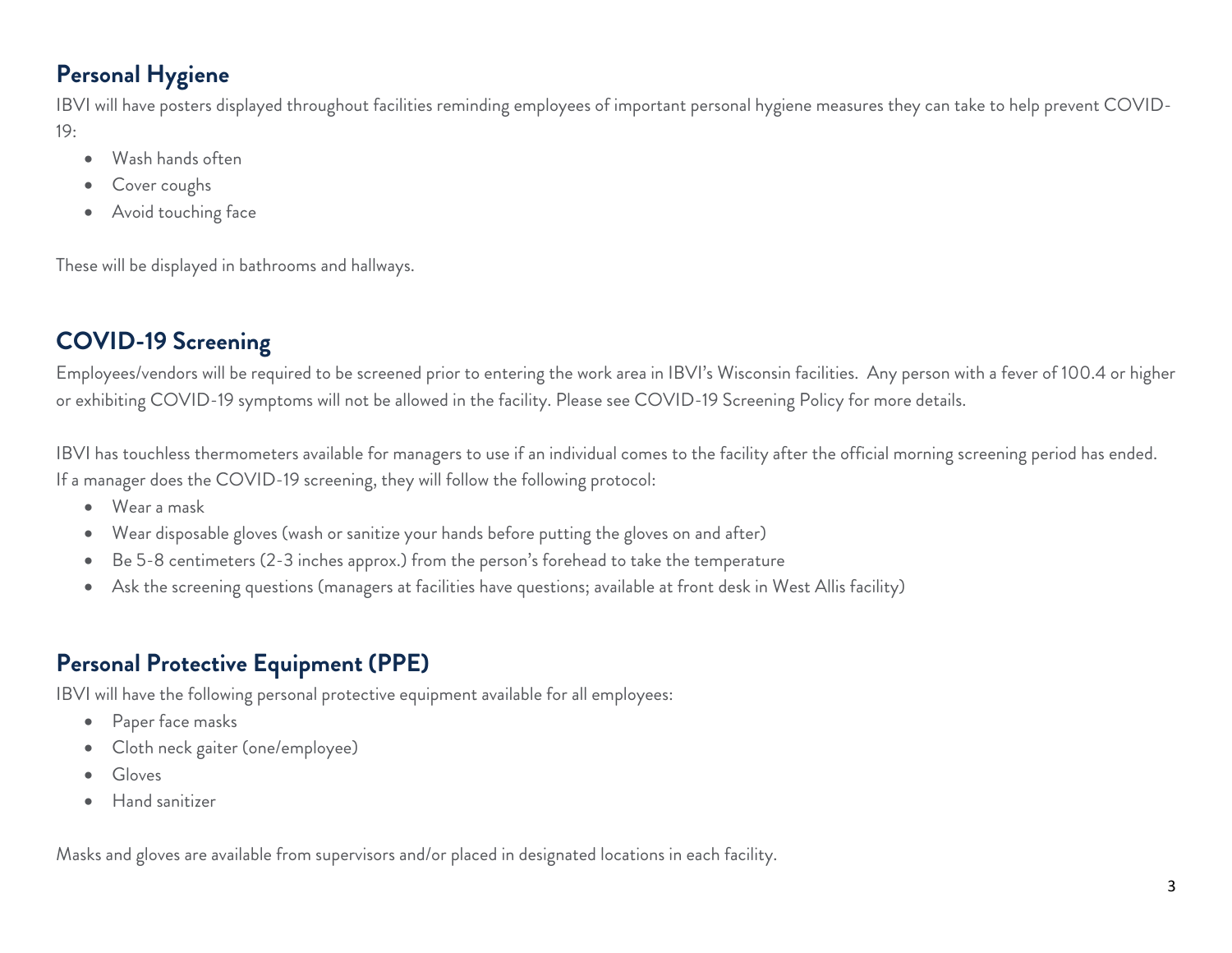## Personal Hygiene

IBVI will have posters displayed throughout facilities reminding employees of important personal hygiene measures they can take to help prevent COVID-19:

- Wash hands often
- Cover coughs
- Avoid touching face

These will be displayed in bathrooms and hallways.

## COVID-19 Screening

Employees/vendors will be required to be screened prior to entering the work area in IBVI's Wisconsin facilities. Any person with a fever of 100.4 or higher or exhibiting COVID-19 symptoms will not be allowed in the facility. Please see COVID-19 Screening Policy for more details.

IBVI has touchless thermometers available for managers to use if an individual comes to the facility after the official morning screening period has ended. If a manager does the COVID-19 screening, they will follow the following protocol:

- Wear a mask
- Wear disposable gloves (wash or sanitize your hands before putting the gloves on and after)
- Be 5-8 centimeters (2-3 inches approx.) from the person's forehead to take the temperature
- Ask the screening questions (managers at facilities have questions; available at front desk in West Allis facility)

## Personal Protective Equipment (PPE)

IBVI will have the following personal protective equipment available for all employees:

- Paper face masks
- Cloth neck gaiter (one/employee)
- Gloves
- Hand sanitizer

Masks and gloves are available from supervisors and/or placed in designated locations in each facility.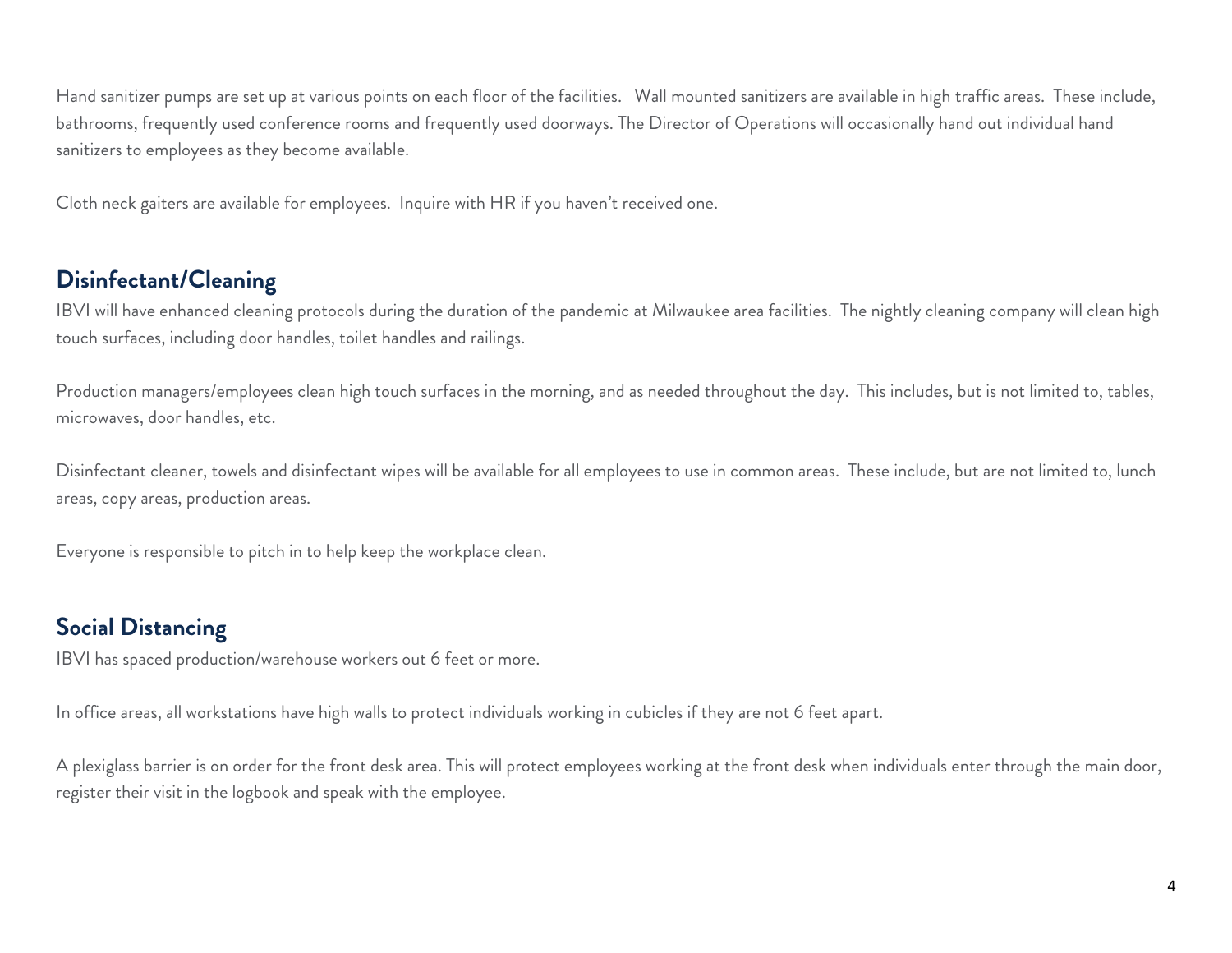Hand sanitizer pumps are set up at various points on each floor of the facilities.   Wall mounted sanitizers are available in high traffic areas.  These include, bathrooms, frequently used conference rooms and frequently used doorways. The Director of Operations will occasionally hand out individual hand sanitizers to employees as they become available.

Cloth neck gaiters are available for employees.  Inquire with HR if you haven't received one.

## Disinfectant/Cleaning

IBVI will have enhanced cleaning protocols during the duration of the pandemic at Milwaukee area facilities.  The nightly cleaning company will clean high touch surfaces, including door handles, toilet handles and railings.

Production managers/employees clean high touch surfaces in the morning, and as needed throughout the day.  This includes, but is not limited to, tables, microwaves, door handles, etc.

Disinfectant cleaner, towels and disinfectant wipes will be available for all employees to use in common areas.  These include, but are not limited to, lunch areas, copy areas, production areas.

Everyone is responsible to pitch in to help keep the workplace clean.

## Social Distancing

IBVI has spaced production/warehouse workers out 6 feet or more.

In office areas, all workstations have high walls to protect individuals working in cubicles if they are not 6 feet apart.

A plexiglass barrier is on order for the front desk area. This will protect employees working at the front desk when individuals enter through the main door, register their visit in the logbook and speak with the employee.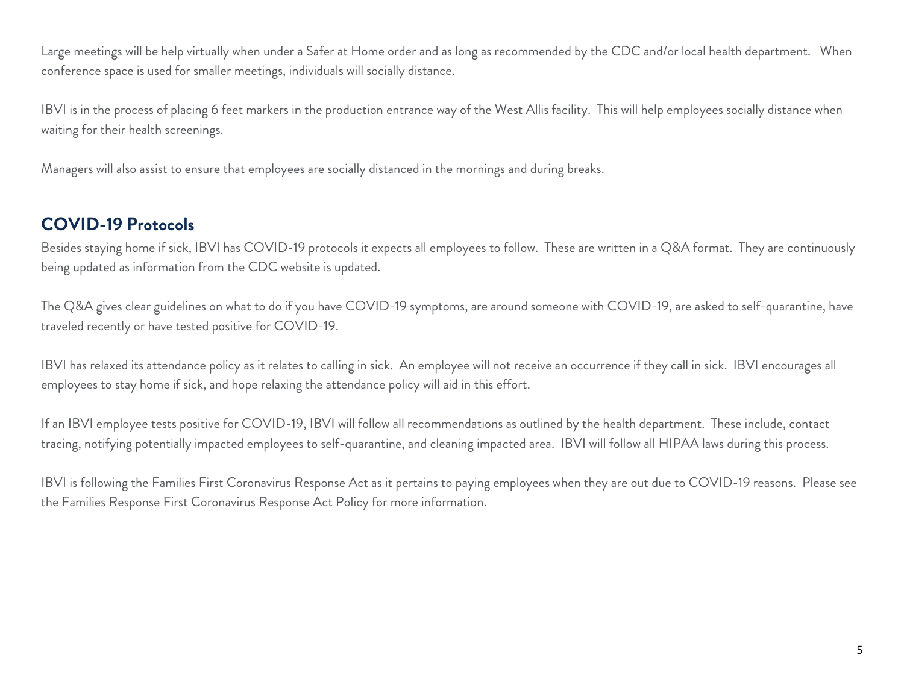Large meetings will be help virtually when under a Safer at Home order and as long as recommended by the CDC and/or local health department. When conference space is used for smaller meetings, individuals will socially distance.

IBVI is in the process of placing 6 feet markers in the production entrance way of the West Allis facility. This will help employees socially distance when waiting for their health screenings.

Managers will also assist to ensure that employees are socially distanced in the mornings and during breaks.

## COVID-19 Protocols

Besides staying home if sick, IBVI has COVID-19 protocols it expects all employees to follow. These are written in a Q&A format. They are continuously being updated as information from the CDC website is updated.

The Q&A gives clear guidelines on what to do if you have COVID-19 symptoms, are around someone with COVID-19, are asked to self-quarantine, have traveled recently or have tested positive for COVID-19.

IBVI has relaxed its attendance policy as it relates to calling in sick. An employee will not receive an occurrence if they call in sick. IBVI encourages all employees to stay home if sick, and hope relaxing the attendance policy will aid in this effort.

If an IBVI employee tests positive for COVID-19, IBVI will follow all recommendations as outlined by the health department. These include, contact tracing, notifying potentially impacted employees to self-quarantine, and cleaning impacted area. IBVI will follow all HIPAA laws during this process.

IBVI is following the Families First Coronavirus Response Act as it pertains to paying employees when they are out due to COVID-19 reasons. Please see the Families Response First Coronavirus Response Act Policy for more information.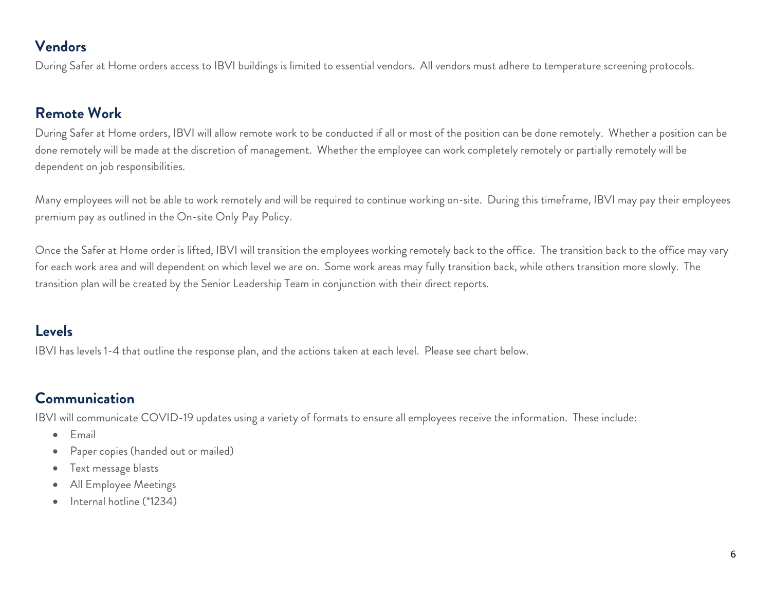## Vendors

During Safer at Home orders access to IBVI buildings is limited to essential vendors. All vendors must adhere to temperature screening protocols.

## Remote Work

During Safer at Home orders, IBVI will allow remote work to be conducted if all or most of the position can be done remotely. Whether a position can be done remotely will be made at the discretion of management. Whether the employee can work completely remotely or partially remotely will be dependent on job responsibilities.

Many employees will not be able to work remotely and will be required to continue working on-site. During this timeframe, IBVI may pay their employees premium pay as outlined in the On-site Only Pay Policy.

Once the Safer at Home order is lifted, IBVI will transition the employees working remotely back to the office. The transition back to the office may vary for each work area and will dependent on which level we are on. Some work areas may fully transition back, while others transition more slowly. The transition plan will be created by the Senior Leadership Team in conjunction with their direct reports.

## Levels

IBVI has levels 1-4 that outline the response plan, and the actions taken at each level. Please see chart below.

## Communication

IBVI will communicate COVID-19 updates using a variety of formats to ensure all employees receive the information. These include:

- Email
- Paper copies (handed out or mailed)
- Text message blasts
- All Employee Meetings
- Internal hotline (*1234)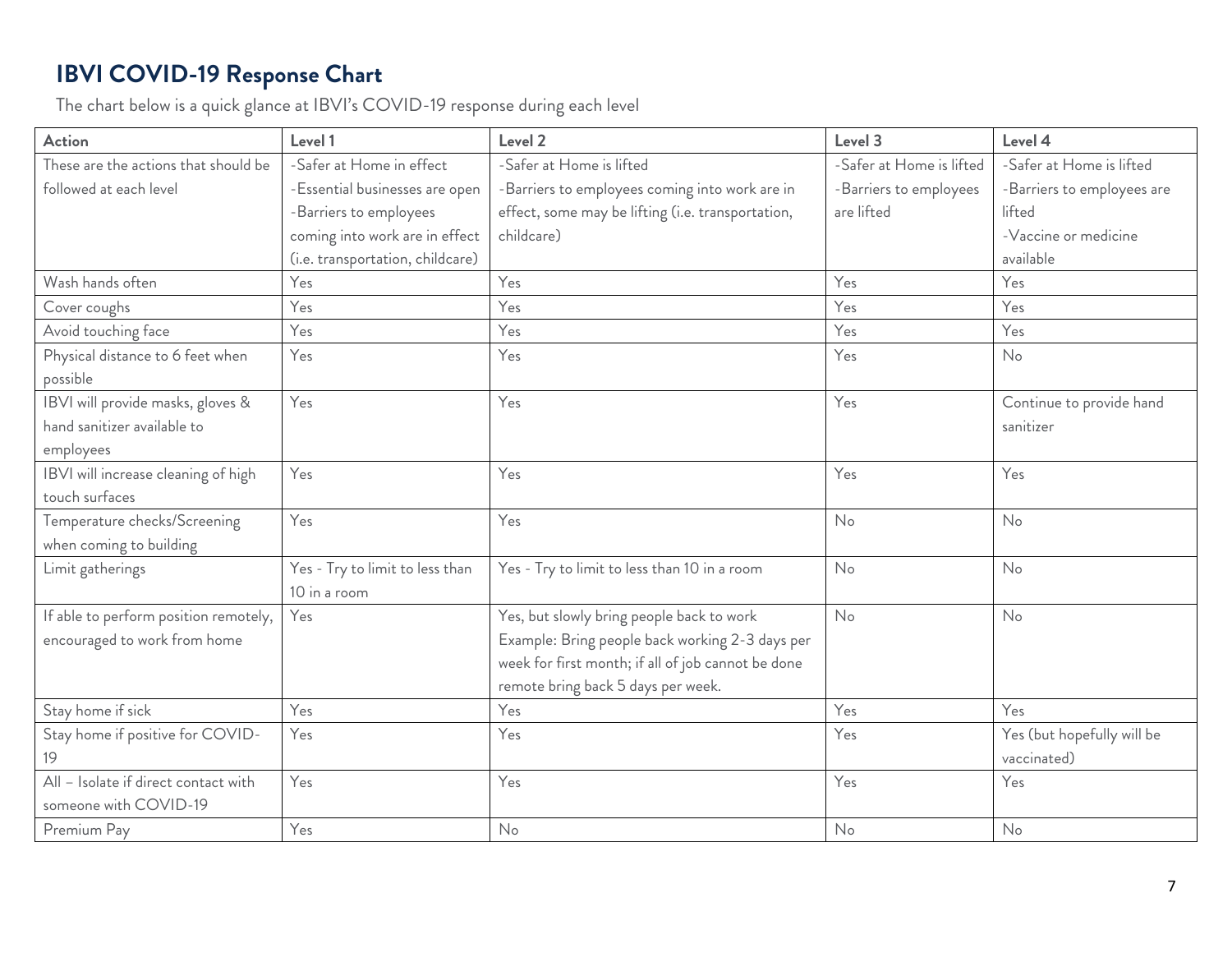## IBVI COVID-19 Response Chart

The chart below is a quick glance at IBVI's COVID-19 response during each level

| Action | Level 1 | Level 2 | Level 3 | Level 4 |
|---|---|---|---|---|
| These are the actions that should be followed at each level | -Safer at Home in effect<br>-Essential businesses are open<br>-Barriers to employees coming into work are in effect (i.e. transportation, childcare) | -Safer at Home is lifted<br>-Barriers to employees coming into work are in effect, some may be lifting (i.e. transportation, childcare) | -Safer at Home is lifted<br>-Barriers to employees are lifted | -Safer at Home is lifted<br>-Barriers to employees are lifted<br>-Vaccine or medicine available |
| Wash hands often | Yes | Yes | Yes | Yes |
| Cover coughs | Yes | Yes | Yes | Yes |
| Avoid touching face | Yes | Yes | Yes | Yes |
| Physical distance to 6 feet when possible | Yes | Yes | Yes | No |
| IBVI will provide masks, gloves & hand sanitizer available to employees | Yes | Yes | Yes | Continue to provide hand sanitizer |
| IBVI will increase cleaning of high touch surfaces | Yes | Yes | Yes | Yes |
| Temperature checks/Screening when coming to building | Yes | Yes | No | No |
| Limit gatherings | Yes - Try to limit to less than 10 in a room | Yes - Try to limit to less than 10 in a room | No | No |
| If able to perform position remotely, encouraged to work from home | Yes | Yes, but slowly bring people back to work<br>Example: Bring people back working 2-3 days per week for first month; if all of job cannot be done remote bring back 5 days per week. | No | No |
| Stay home if sick | Yes | Yes | Yes | Yes |
| Stay home if positive for COVID-19 | Yes | Yes | Yes | Yes (but hopefully will be vaccinated) |
| All – Isolate if direct contact with someone with COVID-19 | Yes | Yes | Yes | Yes |
| Premium Pay | Yes | No | No | No |